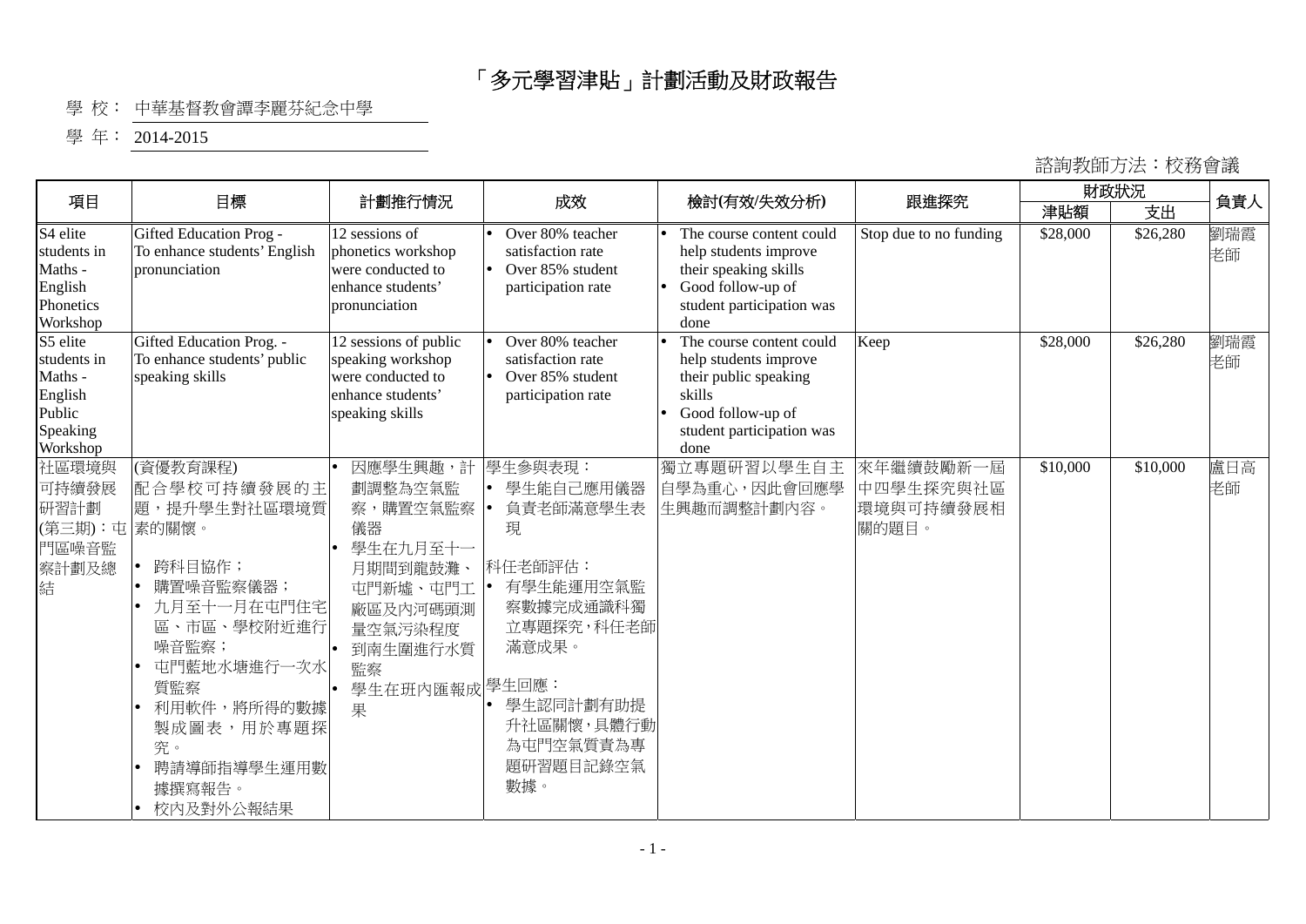# 「多元學習津貼」計劃活動及財政報告

學 校： 中華基督教會譚李麗芬紀念中學

學 年： 2014-2015

諮詢教師方法：校務會議

| 項目 | 目標 | 計劃推行情況 | 成效 | 檢討(有效/失效分析) | 跟進探究 | 財政狀況 | | 負責人 |
|---|---|---|---|---|---|---|---|---|
| | | | | | | 津貼額 | 支出 | |
| S4 elite students in Maths - English Phonetics Workshop | Gifted Education Prog - To enhance students' English pronunciation | 12 sessions of phonetics workshop were conducted to enhance students' pronunciation | • Over 80% teacher satisfaction rate<br>• Over 85% student participation rate | • The course content could help students improve their speaking skills<br>• Good follow-up of student participation was done | Stop due to no funding | $28,000 | $26,280 | 劉瑞霞老師 |
| S5 elite students in Maths - English Public Speaking Workshop | Gifted Education Prog. - To enhance students' public speaking skills | 12 sessions of public speaking workshop were conducted to enhance students' speaking skills | • Over 80% teacher satisfaction rate<br>• Over 85% student participation rate | • The course content could help students improve their public speaking skills<br>• Good follow-up of student participation was done | Keep | $28,000 | $26,280 | 劉瑞霞老師 |
| 社區環境與可持續發展研習計劃(第三期)：屯門區噪音監察計劃及總結 | (資優教育課程)<br>配合學校可持續發展的主題，提升學生對社區環境質素的關懷。<br>• 跨科目協作；<br>• 購置噪音監察儀器；<br>• 九月至十一月在屯門住宅區、市區、學校附近進行噪音監察；<br>• 屯門藍地水塘進行一次水質監察<br>• 利用軟件，將所得的數據製成圖表，用於專題探究。<br>• 聘請導師指導學生運用數據撰寫報告。<br>• 校內及對外公報結果 | • 因應學生興趣，計劃調整為空氣監察，購置空氣監察儀器<br>• 學生在九月至十一月期間到龍鼓灘、屯門新墟、屯門工廠區及內河碼頭測量空氣污染程度<br>• 到南生圍進行水質監察<br>• 學生在班內匯報成果 | 學生參與表現：<br>• 學生能自己應用儀器<br>• 負責老師滿意學生表現<br>科任老師評估：<br>• 有學生能運用空氣監察數據完成通識科獨立專題探究，科任老師滿意成果。<br>學生回應：<br>• 學生認同計劃有助提升社區關懷，具體行動為屯門空氣質素為專題研習題目記錄空氣數據。 | 獨立專題研習以學生自主自學為重心，因此會回應學生興趣而調整計劃內容。 | 來年繼續鼓勵新一屆中四學生探究與社區環境與可持續發展相關的題目。 | $10,000 | $10,000 | 盧日高老師 |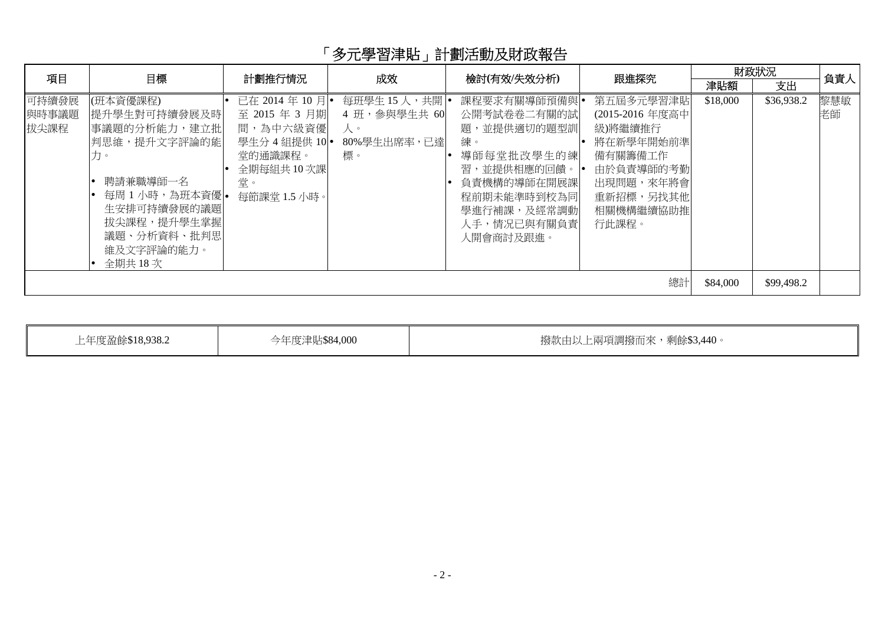# 「多元學習津貼」計劃活動及財政報告

| 項目 | 目標 | 計劃推行情況 | 成效 | 檢討(有效/失效分析) | 跟進探究 | 財政狀況 | | 負責人 |
|---|---|---|---|---|---|---|---|---|
| | | | | | | 津貼額 | 支出 | |
| 可持續發展與時事議題拔尖課程 | (班本資優課程)<br>提升學生對可持續發展及時事議題的分析能力，建立批判思維，提升文字評論的能力。<br><br>• 聘請兼職導師一名<br>• 每周 1 小時，為班本資優生安排可持續發展的議題拔尖課程，提升學生掌握議題、分析資料、批判思維及文字評論的能力。<br>• 全期共 18 次 | • 已在 2014 年 10 月至 2015 年 3 月期間，為中六級資優學生分 4 組提供 10 堂的通識課程。<br>• 全期每組共 10 次課堂。<br>• 每節課堂 1.5 小時。 | • 每班學生 15 人，共開 4 班，參與學生共 60 人。<br>• 80%學生出席率，已達標。 | • 課程要求有關導師預備與公開考試卷卷二有關的試題，並提供適切的題型訓練。<br>• 導師每堂批改學生的練習，並提供相應的回饋。<br>• 負責機構的導師在開展課程前期未能準時到校為同學進行補課，及經常調動人手，情況已與有關負責人開會商討及跟進。 | • 第五屆多元學習津貼(2015-2016 年度高中級)將繼續推行<br>• 將在新學年開始前準備有關籌備工作<br>• 由於負責導師的考勤出現問題，來年將會重新招標，另找其他相關機構繼續協助推行此課程。 | $18,000 | $36,938.2 | 黎慧敏老師 |
| | | | | | 總計 | $84,000 | $99,498.2 | |

| | | |
|---|---|---|
| 上年度盈餘$18,938.2 | 今年度津貼$84,000 | 撥款由以上兩項調撥而來，剩餘$3,440。 |